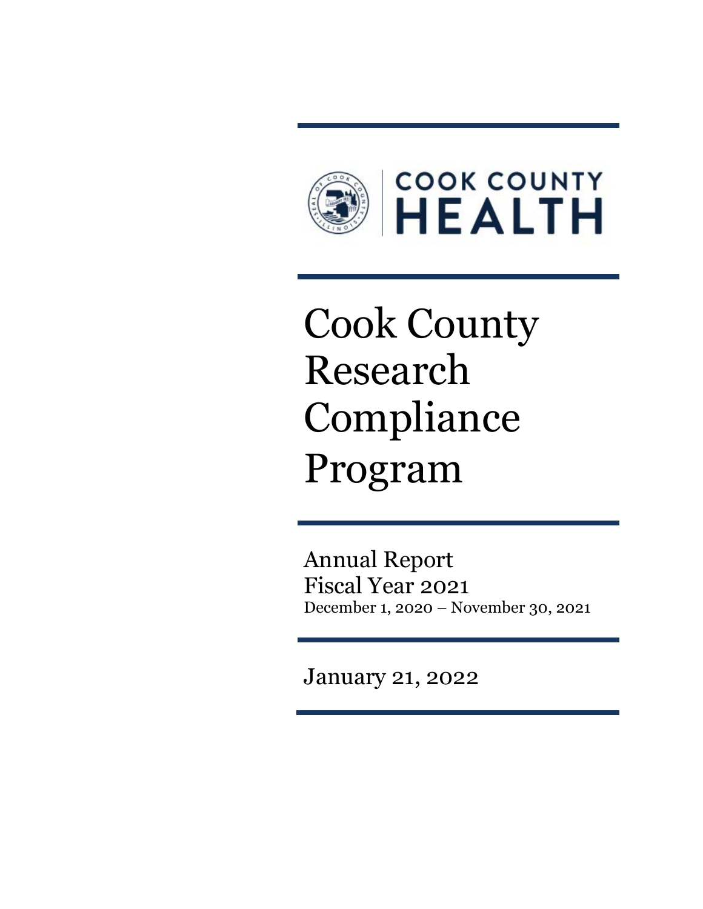COOK COUNTY HEALTH

# Cook County Research Compliance Program

Annual Report
Fiscal Year 2021
December 1, 2020 – November 30, 2021

January 21, 2022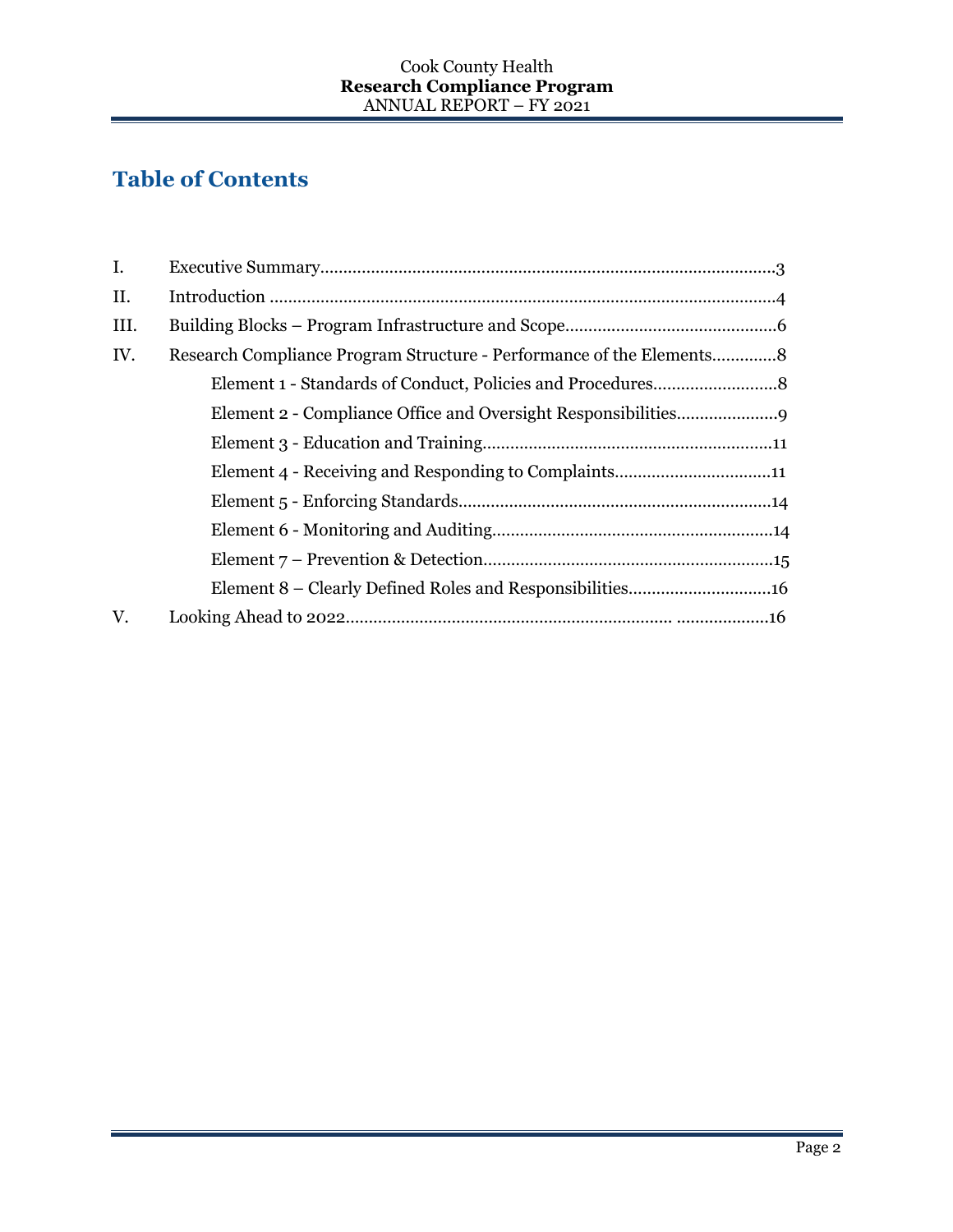# Table of Contents

| | | |
|---|---|---|
| I. | Executive Summary | 3 |
| II. | Introduction | 4 |
| III. | Building Blocks – Program Infrastructure and Scope | 6 |
| IV. | Research Compliance Program Structure - Performance of the Elements | 8 |
| | Element 1 - Standards of Conduct, Policies and Procedures | 8 |
| | Element 2 - Compliance Office and Oversight Responsibilities | 9 |
| | Element 3 - Education and Training | 11 |
| | Element 4 - Receiving and Responding to Complaints | 11 |
| | Element 5 - Enforcing Standards | 14 |
| | Element 6 - Monitoring and Auditing | 14 |
| | Element 7 – Prevention & Detection | 15 |
| | Element 8 – Clearly Defined Roles and Responsibilities | 16 |
| V. | Looking Ahead to 2022 | 16 |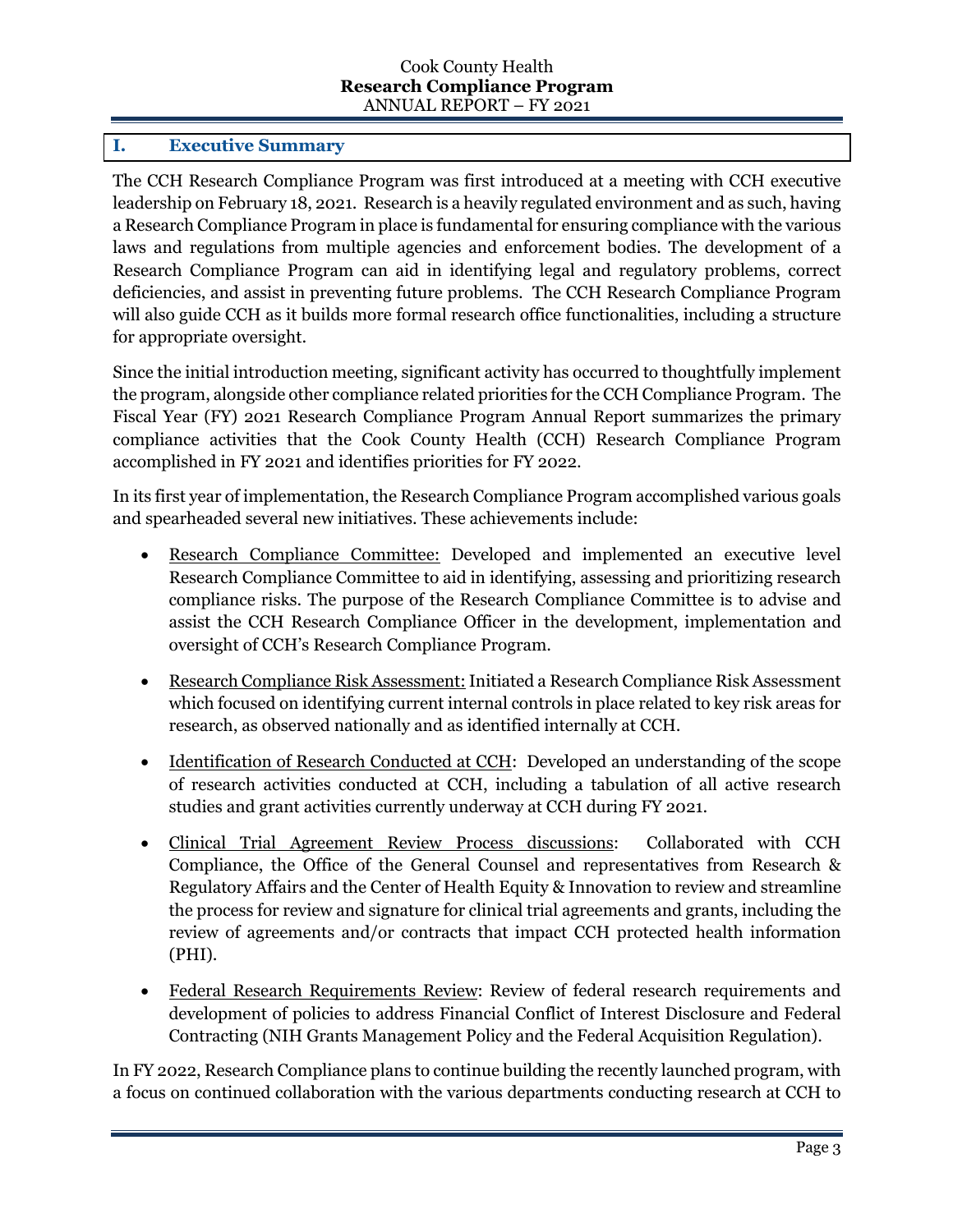## I. Executive Summary

The CCH Research Compliance Program was first introduced at a meeting with CCH executive leadership on February 18, 2021. Research is a heavily regulated environment and as such, having a Research Compliance Program in place is fundamental for ensuring compliance with the various laws and regulations from multiple agencies and enforcement bodies. The development of a Research Compliance Program can aid in identifying legal and regulatory problems, correct deficiencies, and assist in preventing future problems. The CCH Research Compliance Program will also guide CCH as it builds more formal research office functionalities, including a structure for appropriate oversight.

Since the initial introduction meeting, significant activity has occurred to thoughtfully implement the program, alongside other compliance related priorities for the CCH Compliance Program. The Fiscal Year (FY) 2021 Research Compliance Program Annual Report summarizes the primary compliance activities that the Cook County Health (CCH) Research Compliance Program accomplished in FY 2021 and identifies priorities for FY 2022.

In its first year of implementation, the Research Compliance Program accomplished various goals and spearheaded several new initiatives. These achievements include:

- Research Compliance Committee: Developed and implemented an executive level Research Compliance Committee to aid in identifying, assessing and prioritizing research compliance risks. The purpose of the Research Compliance Committee is to advise and assist the CCH Research Compliance Officer in the development, implementation and oversight of CCH's Research Compliance Program.
- Research Compliance Risk Assessment: Initiated a Research Compliance Risk Assessment which focused on identifying current internal controls in place related to key risk areas for research, as observed nationally and as identified internally at CCH.
- Identification of Research Conducted at CCH: Developed an understanding of the scope of research activities conducted at CCH, including a tabulation of all active research studies and grant activities currently underway at CCH during FY 2021.
- Clinical Trial Agreement Review Process discussions: Collaborated with CCH Compliance, the Office of the General Counsel and representatives from Research & Regulatory Affairs and the Center of Health Equity & Innovation to review and streamline the process for review and signature for clinical trial agreements and grants, including the review of agreements and/or contracts that impact CCH protected health information (PHI).
- Federal Research Requirements Review: Review of federal research requirements and development of policies to address Financial Conflict of Interest Disclosure and Federal Contracting (NIH Grants Management Policy and the Federal Acquisition Regulation).

In FY 2022, Research Compliance plans to continue building the recently launched program, with a focus on continued collaboration with the various departments conducting research at CCH to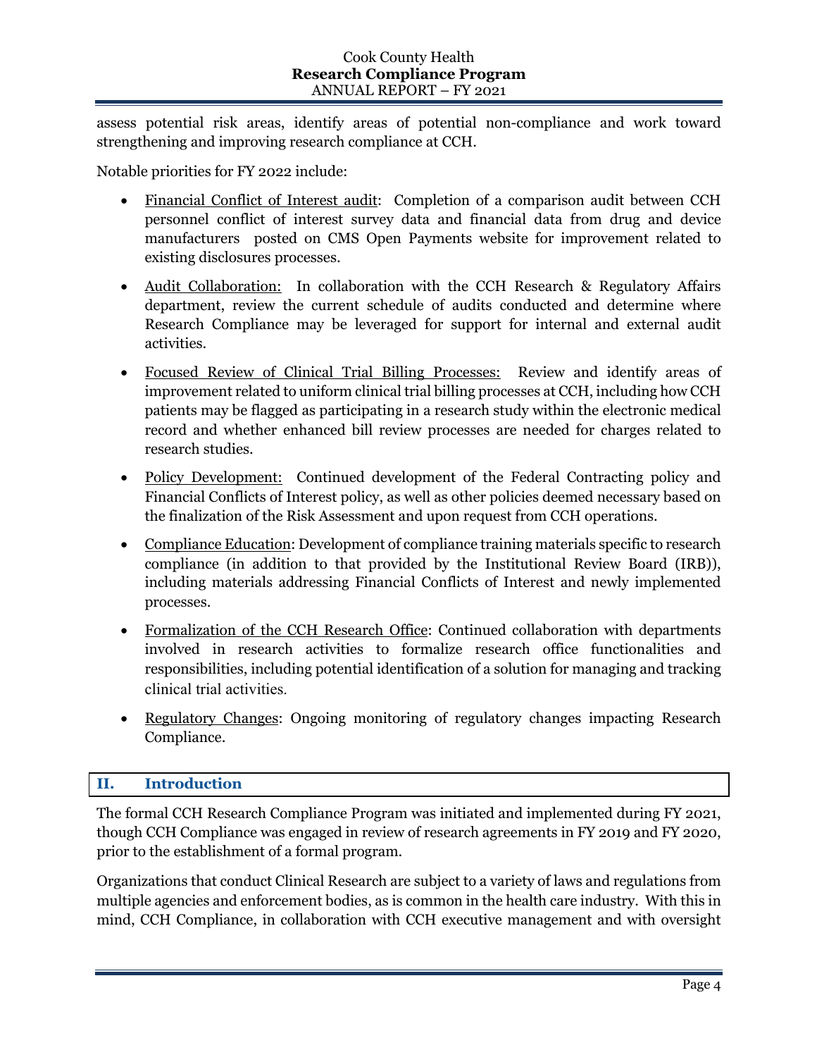assess potential risk areas, identify areas of potential non-compliance and work toward strengthening and improving research compliance at CCH.

Notable priorities for FY 2022 include:

- Financial Conflict of Interest audit: Completion of a comparison audit between CCH personnel conflict of interest survey data and financial data from drug and device manufacturers posted on CMS Open Payments website for improvement related to existing disclosures processes.

- Audit Collaboration: In collaboration with the CCH Research & Regulatory Affairs department, review the current schedule of audits conducted and determine where Research Compliance may be leveraged for support for internal and external audit activities.

- Focused Review of Clinical Trial Billing Processes: Review and identify areas of improvement related to uniform clinical trial billing processes at CCH, including how CCH patients may be flagged as participating in a research study within the electronic medical record and whether enhanced bill review processes are needed for charges related to research studies.

- Policy Development: Continued development of the Federal Contracting policy and Financial Conflicts of Interest policy, as well as other policies deemed necessary based on the finalization of the Risk Assessment and upon request from CCH operations.

- Compliance Education: Development of compliance training materials specific to research compliance (in addition to that provided by the Institutional Review Board (IRB)), including materials addressing Financial Conflicts of Interest and newly implemented processes.

- Formalization of the CCH Research Office: Continued collaboration with departments involved in research activities to formalize research office functionalities and responsibilities, including potential identification of a solution for managing and tracking clinical trial activities.

- Regulatory Changes: Ongoing monitoring of regulatory changes impacting Research Compliance.

## II. Introduction

The formal CCH Research Compliance Program was initiated and implemented during FY 2021, though CCH Compliance was engaged in review of research agreements in FY 2019 and FY 2020, prior to the establishment of a formal program.

Organizations that conduct Clinical Research are subject to a variety of laws and regulations from multiple agencies and enforcement bodies, as is common in the health care industry. With this in mind, CCH Compliance, in collaboration with CCH executive management and with oversight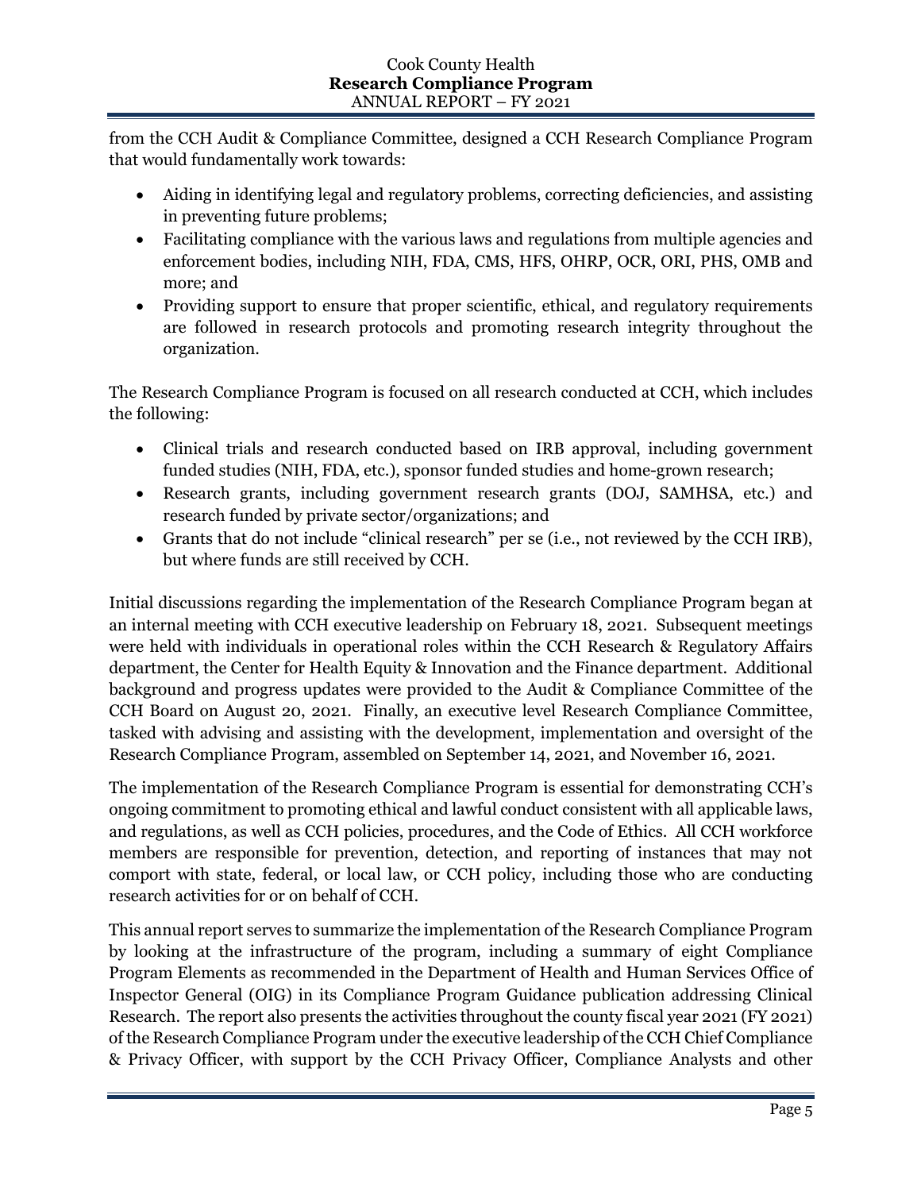from the CCH Audit & Compliance Committee, designed a CCH Research Compliance Program that would fundamentally work towards:

- Aiding in identifying legal and regulatory problems, correcting deficiencies, and assisting in preventing future problems;
- Facilitating compliance with the various laws and regulations from multiple agencies and enforcement bodies, including NIH, FDA, CMS, HFS, OHRP, OCR, ORI, PHS, OMB and more; and
- Providing support to ensure that proper scientific, ethical, and regulatory requirements are followed in research protocols and promoting research integrity throughout the organization.

The Research Compliance Program is focused on all research conducted at CCH, which includes the following:

- Clinical trials and research conducted based on IRB approval, including government funded studies (NIH, FDA, etc.), sponsor funded studies and home-grown research;
- Research grants, including government research grants (DOJ, SAMHSA, etc.) and research funded by private sector/organizations; and
- Grants that do not include "clinical research" per se (i.e., not reviewed by the CCH IRB), but where funds are still received by CCH.

Initial discussions regarding the implementation of the Research Compliance Program began at an internal meeting with CCH executive leadership on February 18, 2021. Subsequent meetings were held with individuals in operational roles within the CCH Research & Regulatory Affairs department, the Center for Health Equity & Innovation and the Finance department. Additional background and progress updates were provided to the Audit & Compliance Committee of the CCH Board on August 20, 2021. Finally, an executive level Research Compliance Committee, tasked with advising and assisting with the development, implementation and oversight of the Research Compliance Program, assembled on September 14, 2021, and November 16, 2021.

The implementation of the Research Compliance Program is essential for demonstrating CCH's ongoing commitment to promoting ethical and lawful conduct consistent with all applicable laws, and regulations, as well as CCH policies, procedures, and the Code of Ethics. All CCH workforce members are responsible for prevention, detection, and reporting of instances that may not comport with state, federal, or local law, or CCH policy, including those who are conducting research activities for or on behalf of CCH.

This annual report serves to summarize the implementation of the Research Compliance Program by looking at the infrastructure of the program, including a summary of eight Compliance Program Elements as recommended in the Department of Health and Human Services Office of Inspector General (OIG) in its Compliance Program Guidance publication addressing Clinical Research. The report also presents the activities throughout the county fiscal year 2021 (FY 2021) of the Research Compliance Program under the executive leadership of the CCH Chief Compliance & Privacy Officer, with support by the CCH Privacy Officer, Compliance Analysts and other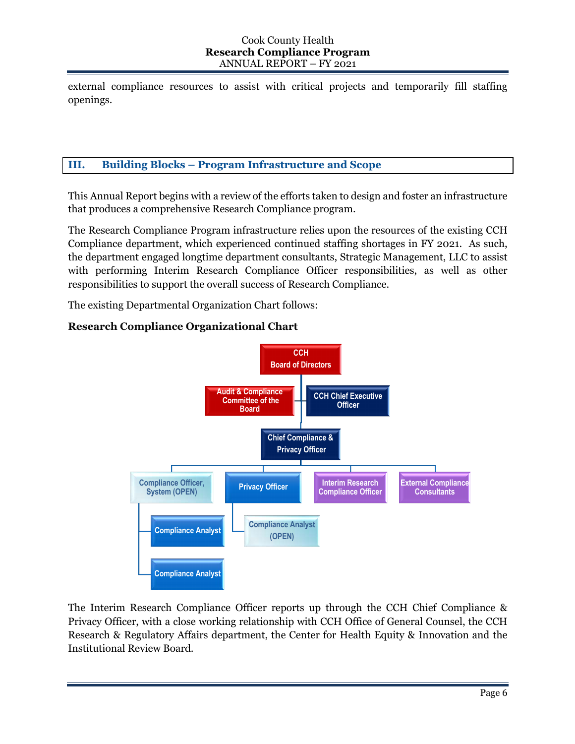external compliance resources to assist with critical projects and temporarily fill staffing openings.

## III. Building Blocks – Program Infrastructure and Scope

This Annual Report begins with a review of the efforts taken to design and foster an infrastructure that produces a comprehensive Research Compliance program.

The Research Compliance Program infrastructure relies upon the resources of the existing CCH Compliance department, which experienced continued staffing shortages in FY 2021. As such, the department engaged longtime department consultants, Strategic Management, LLC to assist with performing Interim Research Compliance Officer responsibilities, as well as other responsibilities to support the overall success of Research Compliance.

The existing Departmental Organization Chart follows:

**Research Compliance Organizational Chart**

CCH Board of Directors

Audit & Compliance Committee of the Board

CCH Chief Executive Officer

Chief Compliance & Privacy Officer

Compliance Officer, System (OPEN)

Privacy Officer

Interim Research Compliance Officer

External Compliance Consultants

Compliance Analyst

Compliance Analyst (OPEN)

Compliance Analyst

The Interim Research Compliance Officer reports up through the CCH Chief Compliance & Privacy Officer, with a close working relationship with CCH Office of General Counsel, the CCH Research & Regulatory Affairs department, the Center for Health Equity & Innovation and the Institutional Review Board.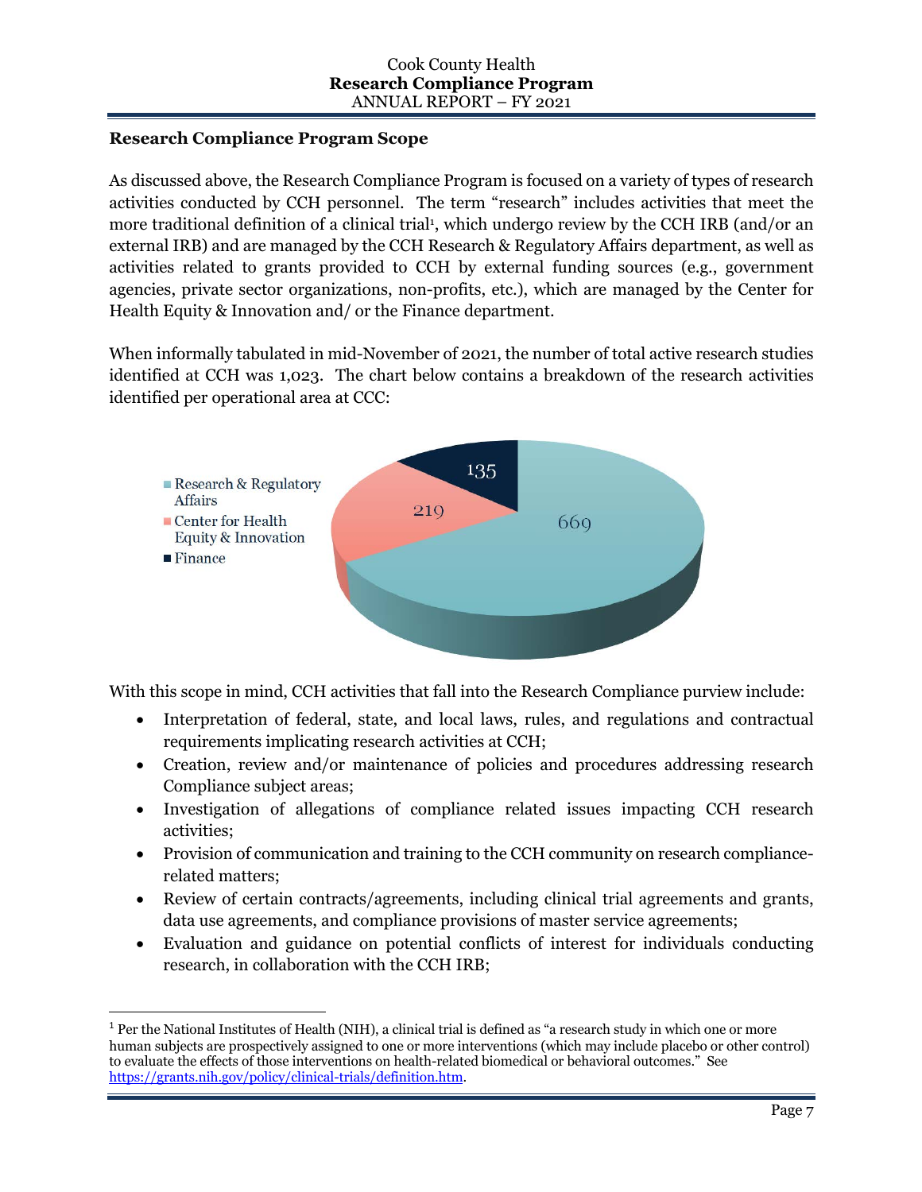## Research Compliance Program Scope

As discussed above, the Research Compliance Program is focused on a variety of types of research activities conducted by CCH personnel. The term "research" includes activities that meet the more traditional definition of a clinical trial[1], which undergo review by the CCH IRB (and/or an external IRB) and are managed by the CCH Research & Regulatory Affairs department, as well as activities related to grants provided to CCH by external funding sources (e.g., government agencies, private sector organizations, non-profits, etc.), which are managed by the Center for Health Equity & Innovation and/ or the Finance department.

When informally tabulated in mid-November of 2021, the number of total active research studies identified at CCH was 1,023. The chart below contains a breakdown of the research activities identified per operational area at CCC:

Research & Regulatory Affairs
Center for Health Equity & Innovation
Finance

669
219
135

With this scope in mind, CCH activities that fall into the Research Compliance purview include:

- Interpretation of federal, state, and local laws, rules, and regulations and contractual requirements implicating research activities at CCH;
- Creation, review and/or maintenance of policies and procedures addressing research Compliance subject areas;
- Investigation of allegations of compliance related issues impacting CCH research activities;
- Provision of communication and training to the CCH community on research compliance-related matters;
- Review of certain contracts/agreements, including clinical trial agreements and grants, data use agreements, and compliance provisions of master service agreements;
- Evaluation and guidance on potential conflicts of interest for individuals conducting research, in collaboration with the CCH IRB;

[1] Per the National Institutes of Health (NIH), a clinical trial is defined as "a research study in which one or more human subjects are prospectively assigned to one or more interventions (which may include placebo or other control) to evaluate the effects of those interventions on health-related biomedical or behavioral outcomes." See https://grants.nih.gov/policy/clinical-trials/definition.htm.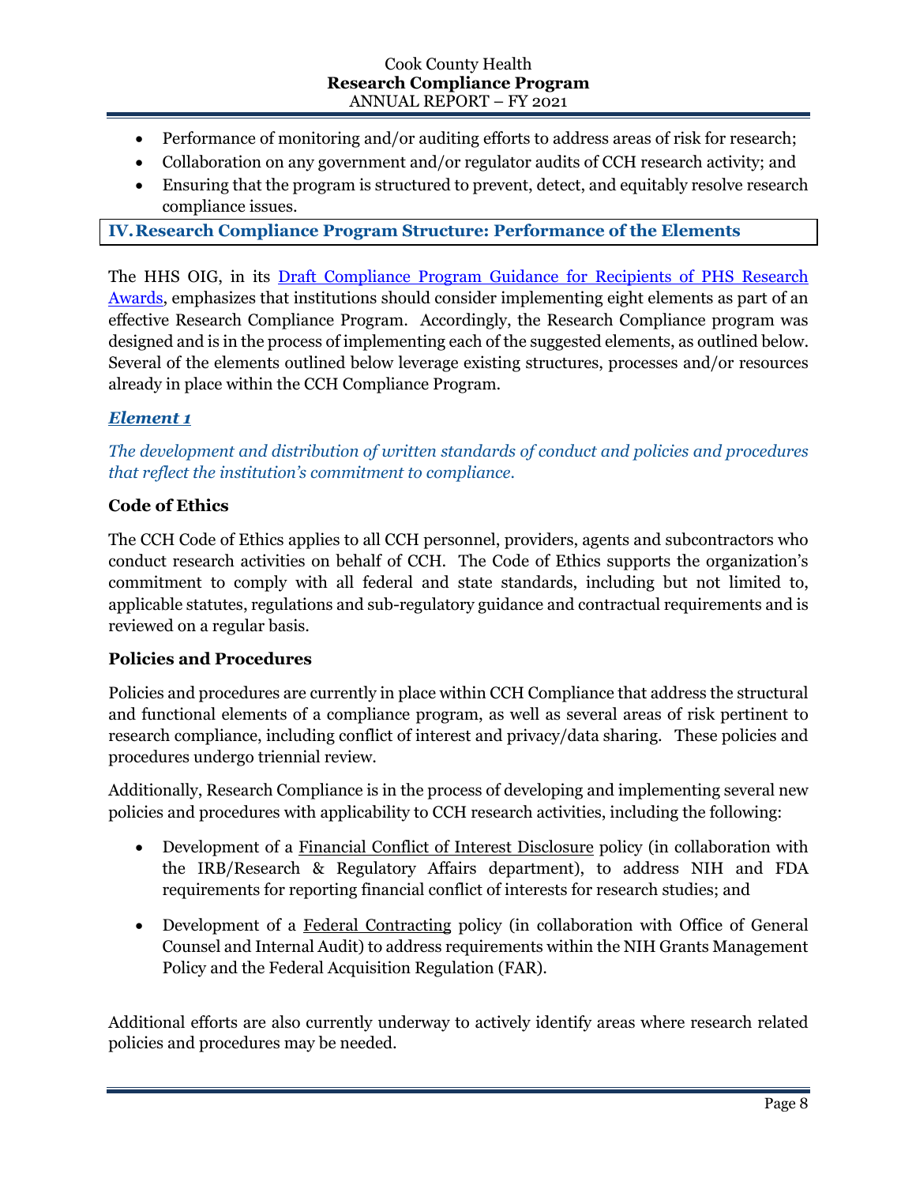- Performance of monitoring and/or auditing efforts to address areas of risk for research;
- Collaboration on any government and/or regulator audits of CCH research activity; and
- Ensuring that the program is structured to prevent, detect, and equitably resolve research compliance issues.

## IV. Research Compliance Program Structure: Performance of the Elements

The HHS OIG, in its Draft Compliance Program Guidance for Recipients of PHS Research Awards, emphasizes that institutions should consider implementing eight elements as part of an effective Research Compliance Program. Accordingly, the Research Compliance program was designed and is in the process of implementing each of the suggested elements, as outlined below. Several of the elements outlined below leverage existing structures, processes and/or resources already in place within the CCH Compliance Program.

### *Element 1*

*The development and distribution of written standards of conduct and policies and procedures that reflect the institution's commitment to compliance.*

**Code of Ethics**

The CCH Code of Ethics applies to all CCH personnel, providers, agents and subcontractors who conduct research activities on behalf of CCH. The Code of Ethics supports the organization's commitment to comply with all federal and state standards, including but not limited to, applicable statutes, regulations and sub-regulatory guidance and contractual requirements and is reviewed on a regular basis.

**Policies and Procedures**

Policies and procedures are currently in place within CCH Compliance that address the structural and functional elements of a compliance program, as well as several areas of risk pertinent to research compliance, including conflict of interest and privacy/data sharing. These policies and procedures undergo triennial review.

Additionally, Research Compliance is in the process of developing and implementing several new policies and procedures with applicability to CCH research activities, including the following:

- Development of a Financial Conflict of Interest Disclosure policy (in collaboration with the IRB/Research & Regulatory Affairs department), to address NIH and FDA requirements for reporting financial conflict of interests for research studies; and
- Development of a Federal Contracting policy (in collaboration with Office of General Counsel and Internal Audit) to address requirements within the NIH Grants Management Policy and the Federal Acquisition Regulation (FAR).

Additional efforts are also currently underway to actively identify areas where research related policies and procedures may be needed.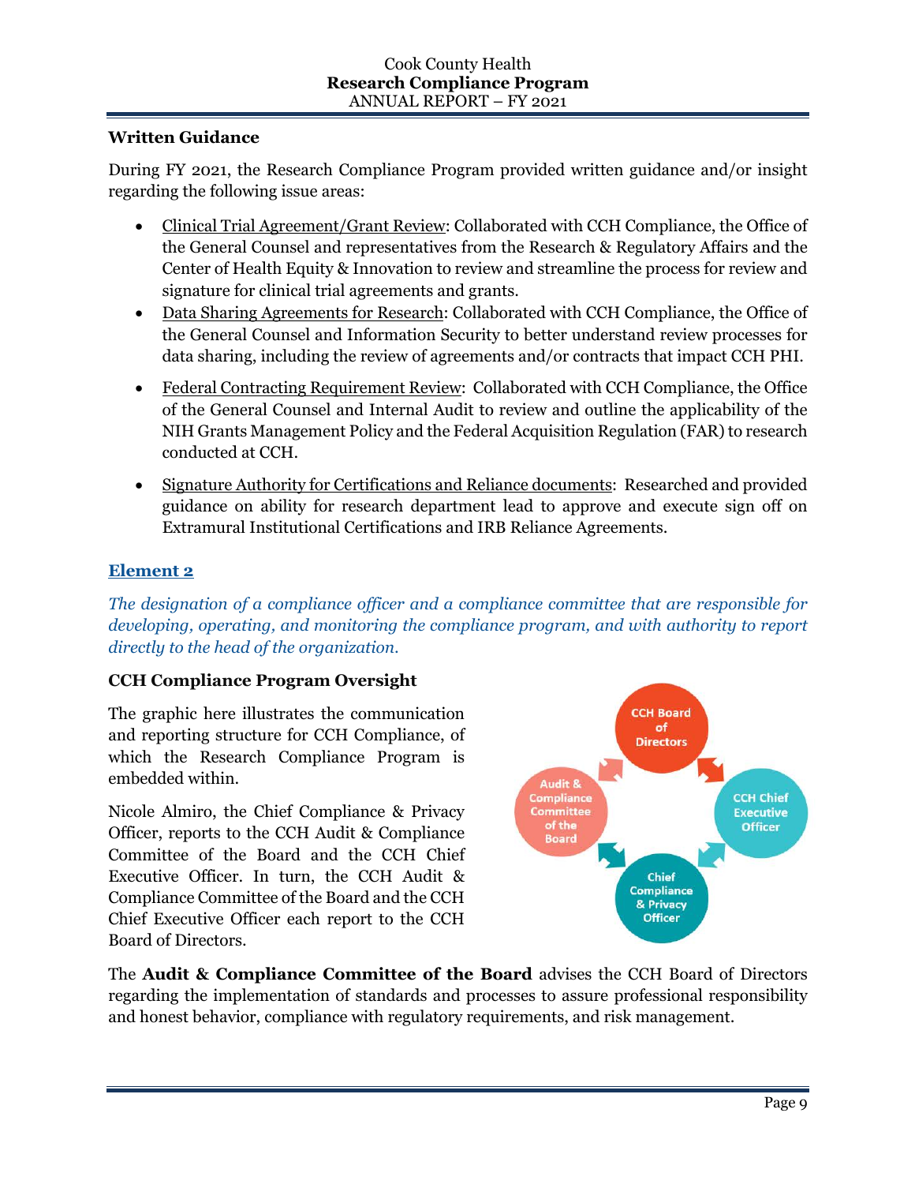**Written Guidance**

During FY 2021, the Research Compliance Program provided written guidance and/or insight regarding the following issue areas:

- Clinical Trial Agreement/Grant Review: Collaborated with CCH Compliance, the Office of the General Counsel and representatives from the Research & Regulatory Affairs and the Center of Health Equity & Innovation to review and streamline the process for review and signature for clinical trial agreements and grants.
- Data Sharing Agreements for Research: Collaborated with CCH Compliance, the Office of the General Counsel and Information Security to better understand review processes for data sharing, including the review of agreements and/or contracts that impact CCH PHI.
- Federal Contracting Requirement Review: Collaborated with CCH Compliance, the Office of the General Counsel and Internal Audit to review and outline the applicability of the NIH Grants Management Policy and the Federal Acquisition Regulation (FAR) to research conducted at CCH.
- Signature Authority for Certifications and Reliance documents: Researched and provided guidance on ability for research department lead to approve and execute sign off on Extramural Institutional Certifications and IRB Reliance Agreements.

## Element 2

*The designation of a compliance officer and a compliance committee that are responsible for developing, operating, and monitoring the compliance program, and with authority to report directly to the head of the organization.*

**CCH Compliance Program Oversight**

The graphic here illustrates the communication and reporting structure for CCH Compliance, of which the Research Compliance Program is embedded within.

CCH Board of Directors

CCH Chief Executive Officer

Chief Compliance & Privacy Officer

Audit & Compliance Committee of the Board

Nicole Almiro, the Chief Compliance & Privacy Officer, reports to the CCH Audit & Compliance Committee of the Board and the CCH Chief Executive Officer. In turn, the CCH Audit & Compliance Committee of the Board and the CCH Chief Executive Officer each report to the CCH Board of Directors.

The **Audit & Compliance Committee of the Board** advises the CCH Board of Directors regarding the implementation of standards and processes to assure professional responsibility and honest behavior, compliance with regulatory requirements, and risk management.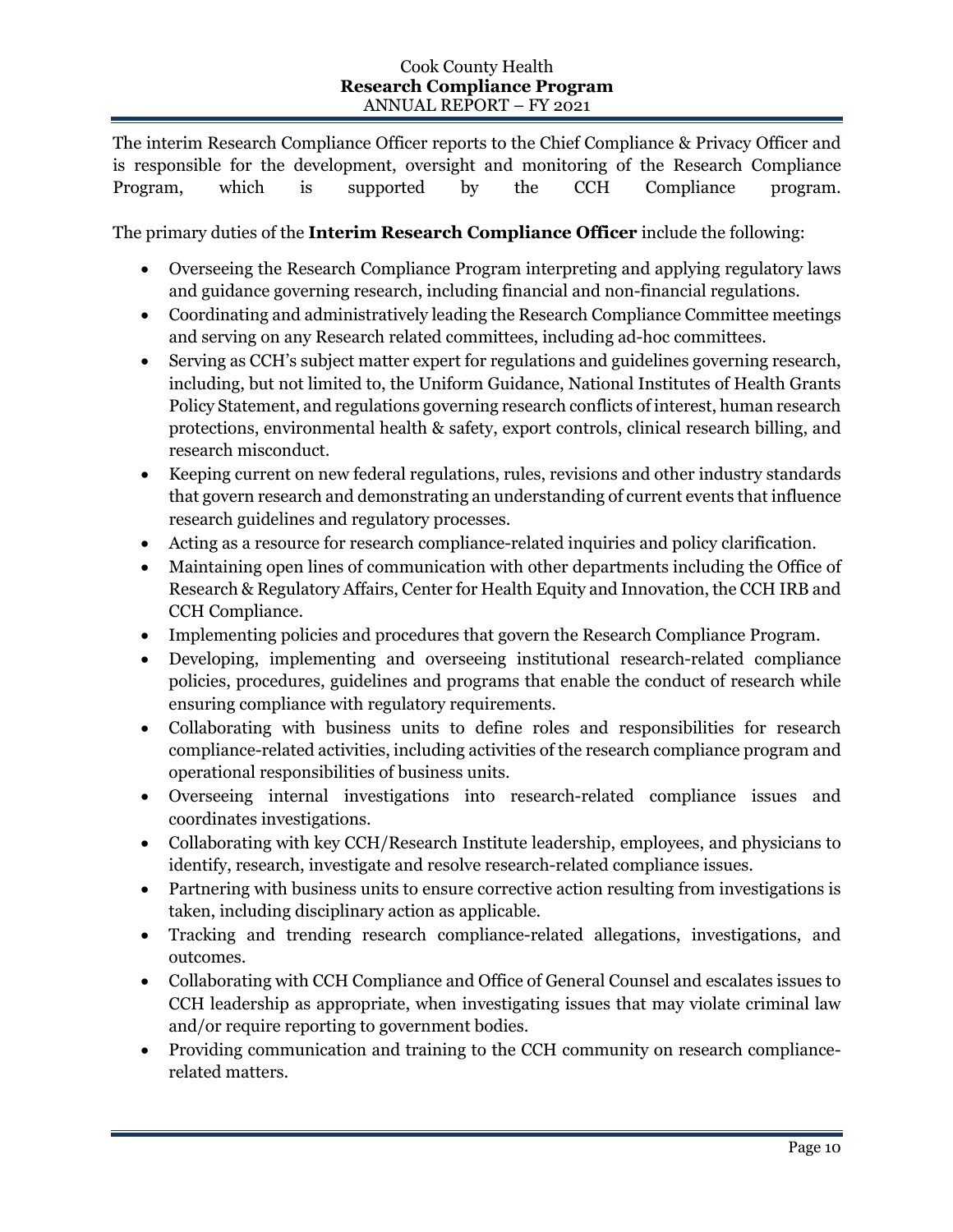The interim Research Compliance Officer reports to the Chief Compliance & Privacy Officer and is responsible for the development, oversight and monitoring of the Research Compliance Program, which is supported by the CCH Compliance program.

The primary duties of the **Interim Research Compliance Officer** include the following:

- Overseeing the Research Compliance Program interpreting and applying regulatory laws and guidance governing research, including financial and non-financial regulations.
- Coordinating and administratively leading the Research Compliance Committee meetings and serving on any Research related committees, including ad-hoc committees.
- Serving as CCH's subject matter expert for regulations and guidelines governing research, including, but not limited to, the Uniform Guidance, National Institutes of Health Grants Policy Statement, and regulations governing research conflicts of interest, human research protections, environmental health & safety, export controls, clinical research billing, and research misconduct.
- Keeping current on new federal regulations, rules, revisions and other industry standards that govern research and demonstrating an understanding of current events that influence research guidelines and regulatory processes.
- Acting as a resource for research compliance-related inquiries and policy clarification.
- Maintaining open lines of communication with other departments including the Office of Research & Regulatory Affairs, Center for Health Equity and Innovation, the CCH IRB and CCH Compliance.
- Implementing policies and procedures that govern the Research Compliance Program.
- Developing, implementing and overseeing institutional research-related compliance policies, procedures, guidelines and programs that enable the conduct of research while ensuring compliance with regulatory requirements.
- Collaborating with business units to define roles and responsibilities for research compliance-related activities, including activities of the research compliance program and operational responsibilities of business units.
- Overseeing internal investigations into research-related compliance issues and coordinates investigations.
- Collaborating with key CCH/Research Institute leadership, employees, and physicians to identify, research, investigate and resolve research-related compliance issues.
- Partnering with business units to ensure corrective action resulting from investigations is taken, including disciplinary action as applicable.
- Tracking and trending research compliance-related allegations, investigations, and outcomes.
- Collaborating with CCH Compliance and Office of General Counsel and escalates issues to CCH leadership as appropriate, when investigating issues that may violate criminal law and/or require reporting to government bodies.
- Providing communication and training to the CCH community on research compliance-related matters.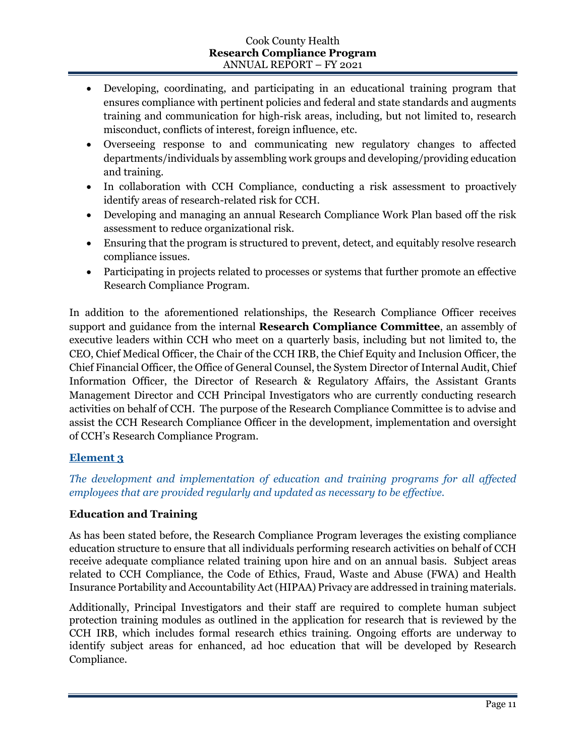- Developing, coordinating, and participating in an educational training program that ensures compliance with pertinent policies and federal and state standards and augments training and communication for high-risk areas, including, but not limited to, research misconduct, conflicts of interest, foreign influence, etc.
- Overseeing response to and communicating new regulatory changes to affected departments/individuals by assembling work groups and developing/providing education and training.
- In collaboration with CCH Compliance, conducting a risk assessment to proactively identify areas of research-related risk for CCH.
- Developing and managing an annual Research Compliance Work Plan based off the risk assessment to reduce organizational risk.
- Ensuring that the program is structured to prevent, detect, and equitably resolve research compliance issues.
- Participating in projects related to processes or systems that further promote an effective Research Compliance Program.

In addition to the aforementioned relationships, the Research Compliance Officer receives support and guidance from the internal **Research Compliance Committee**, an assembly of executive leaders within CCH who meet on a quarterly basis, including but not limited to, the CEO, Chief Medical Officer, the Chair of the CCH IRB, the Chief Equity and Inclusion Officer, the Chief Financial Officer, the Office of General Counsel, the System Director of Internal Audit, Chief Information Officer, the Director of Research & Regulatory Affairs, the Assistant Grants Management Director and CCH Principal Investigators who are currently conducting research activities on behalf of CCH. The purpose of the Research Compliance Committee is to advise and assist the CCH Research Compliance Officer in the development, implementation and oversight of CCH's Research Compliance Program.

## Element 3

*The development and implementation of education and training programs for all affected employees that are provided regularly and updated as necessary to be effective.*

### Education and Training

As has been stated before, the Research Compliance Program leverages the existing compliance education structure to ensure that all individuals performing research activities on behalf of CCH receive adequate compliance related training upon hire and on an annual basis. Subject areas related to CCH Compliance, the Code of Ethics, Fraud, Waste and Abuse (FWA) and Health Insurance Portability and Accountability Act (HIPAA) Privacy are addressed in training materials.

Additionally, Principal Investigators and their staff are required to complete human subject protection training modules as outlined in the application for research that is reviewed by the CCH IRB, which includes formal research ethics training. Ongoing efforts are underway to identify subject areas for enhanced, ad hoc education that will be developed by Research Compliance.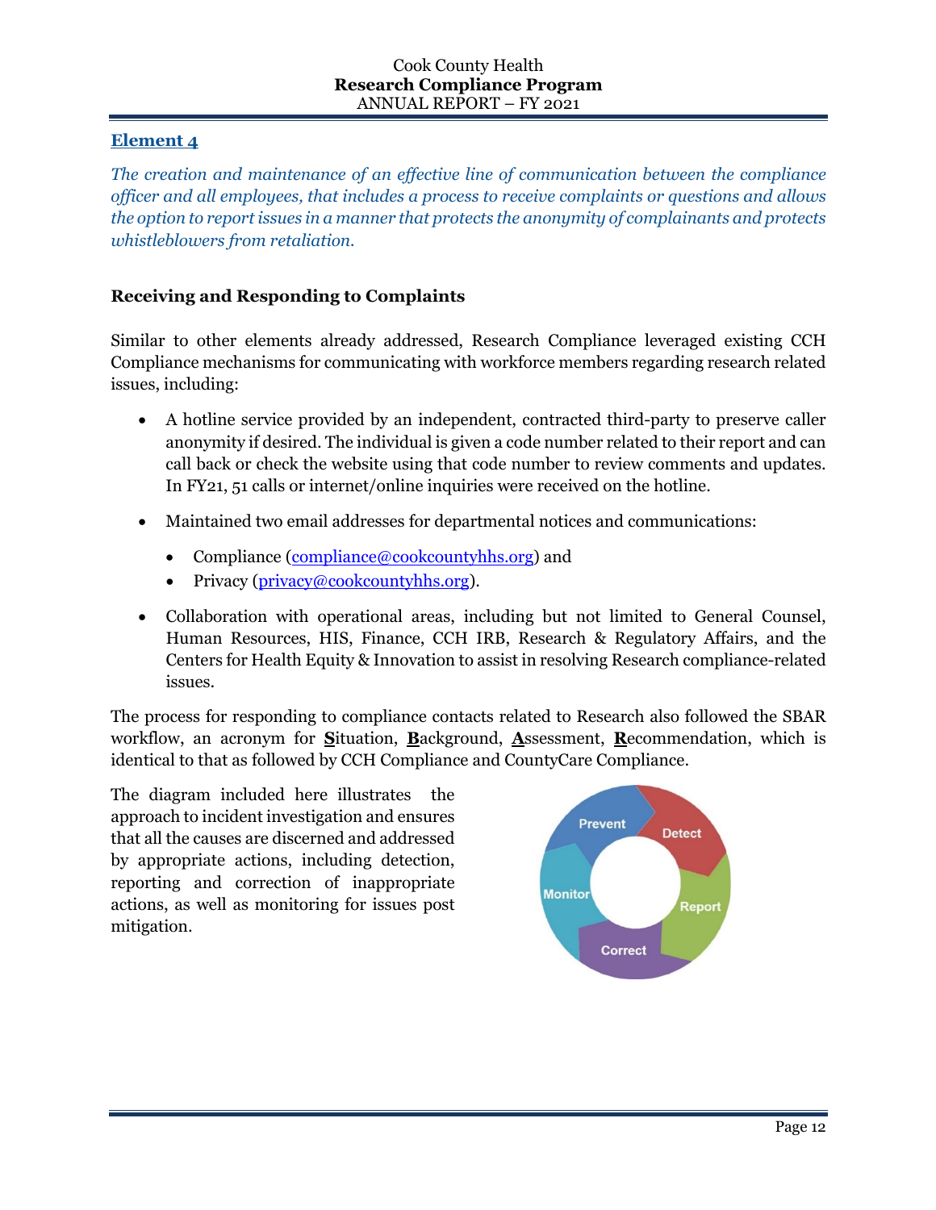## Element 4

*The creation and maintenance of an effective line of communication between the compliance officer and all employees, that includes a process to receive complaints or questions and allows the option to report issues in a manner that protects the anonymity of complainants and protects whistleblowers from retaliation.*

### Receiving and Responding to Complaints

Similar to other elements already addressed, Research Compliance leveraged existing CCH Compliance mechanisms for communicating with workforce members regarding research related issues, including:

- A hotline service provided by an independent, contracted third-party to preserve caller anonymity if desired. The individual is given a code number related to their report and can call back or check the website using that code number to review comments and updates. In FY21, 51 calls or internet/online inquiries were received on the hotline.
- Maintained two email addresses for departmental notices and communications:
  - Compliance (compliance@cookcountyhhs.org) and
  - Privacy (privacy@cookcountyhhs.org).
- Collaboration with operational areas, including but not limited to General Counsel, Human Resources, HIS, Finance, CCH IRB, Research & Regulatory Affairs, and the Centers for Health Equity & Innovation to assist in resolving Research compliance-related issues.

The process for responding to compliance contacts related to Research also followed the SBAR workflow, an acronym for **S**ituation, **B**ackground, **A**ssessment, **R**ecommendation, which is identical to that as followed by CCH Compliance and CountyCare Compliance.

The diagram included here illustrates the approach to incident investigation and ensures that all the causes are discerned and addressed by appropriate actions, including detection, reporting and correction of inappropriate actions, as well as monitoring for issues post mitigation.

Prevent
Detect
Report
Correct
Monitor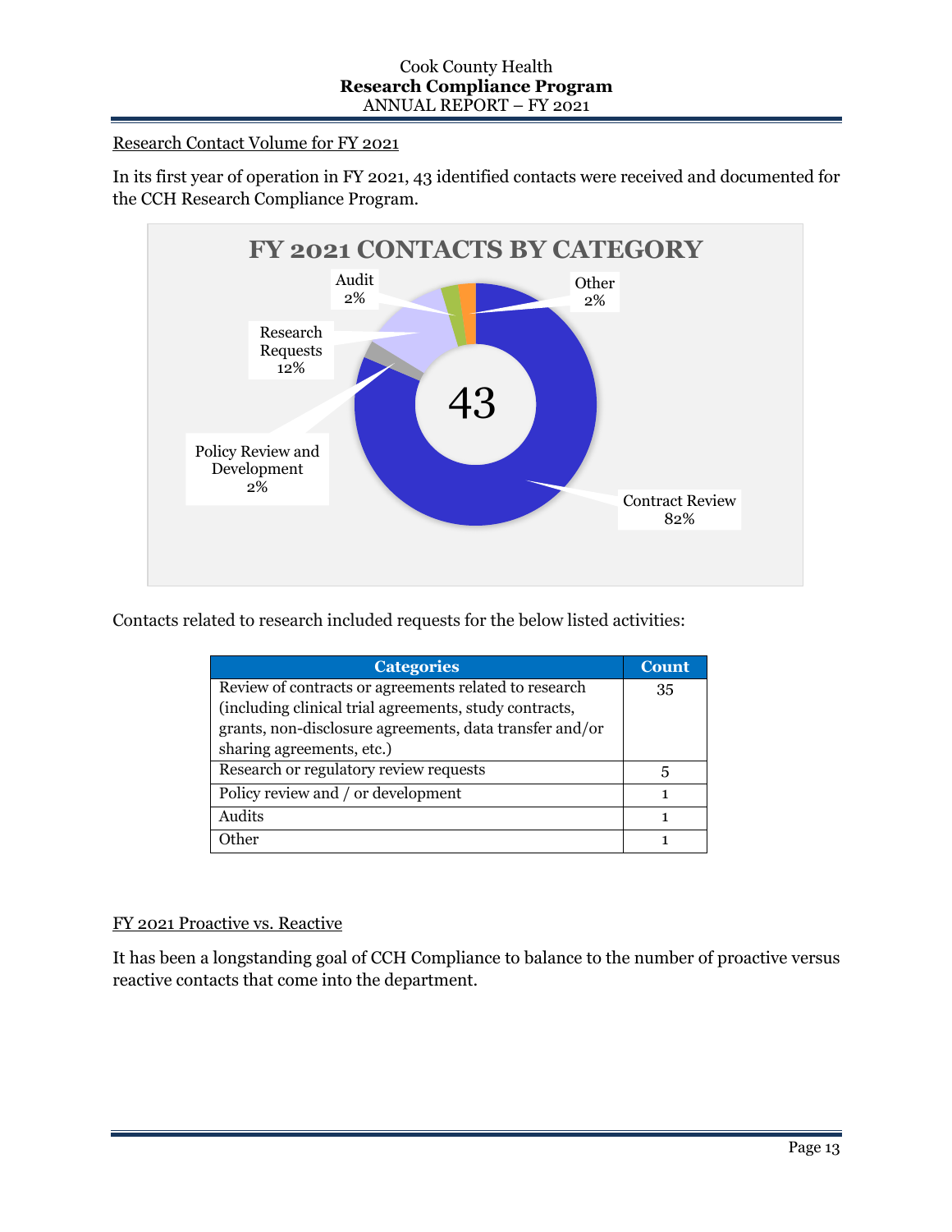Research Contact Volume for FY 2021

In its first year of operation in FY 2021, 43 identified contacts were received and documented for the CCH Research Compliance Program.

FY 2021 CONTACTS BY CATEGORY

43

Audit 2%

Other 2%

Research Requests 12%

Policy Review and Development 2%

Contract Review 82%

Contacts related to research included requests for the below listed activities:

| Categories | Count |
|---|---|
| Review of contracts or agreements related to research (including clinical trial agreements, study contracts, grants, non-disclosure agreements, data transfer and/or sharing agreements, etc.) | 35 |
| Research or regulatory review requests | 5 |
| Policy review and / or development | 1 |
| Audits | 1 |
| Other | 1 |

FY 2021 Proactive vs. Reactive

It has been a longstanding goal of CCH Compliance to balance to the number of proactive versus reactive contacts that come into the department.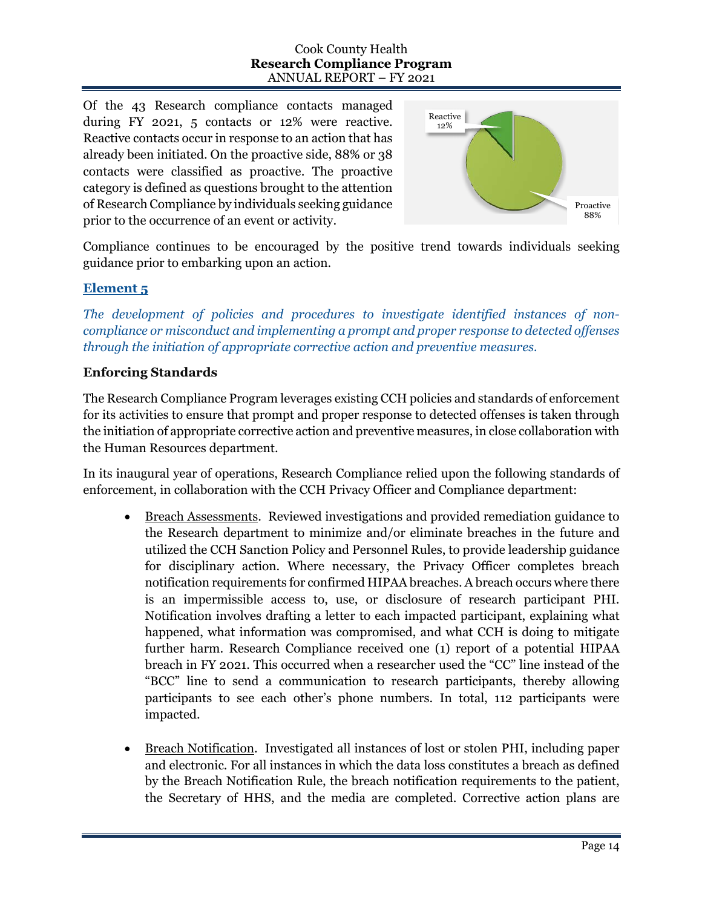Of the 43 Research compliance contacts managed during FY 2021, 5 contacts or 12% were reactive. Reactive contacts occur in response to an action that has already been initiated. On the proactive side, 88% or 38 contacts were classified as proactive. The proactive category is defined as questions brought to the attention of Research Compliance by individuals seeking guidance prior to the occurrence of an event or activity.

Reactive
12%

Proactive
88%

Compliance continues to be encouraged by the positive trend towards individuals seeking guidance prior to embarking upon an action.

## Element 5

*The development of policies and procedures to investigate identified instances of non-compliance or misconduct and implementing a prompt and proper response to detected offenses through the initiation of appropriate corrective action and preventive measures.*

### Enforcing Standards

The Research Compliance Program leverages existing CCH policies and standards of enforcement for its activities to ensure that prompt and proper response to detected offenses is taken through the initiation of appropriate corrective action and preventive measures, in close collaboration with the Human Resources department.

In its inaugural year of operations, Research Compliance relied upon the following standards of enforcement, in collaboration with the CCH Privacy Officer and Compliance department:

- Breach Assessments. Reviewed investigations and provided remediation guidance to the Research department to minimize and/or eliminate breaches in the future and utilized the CCH Sanction Policy and Personnel Rules, to provide leadership guidance for disciplinary action. Where necessary, the Privacy Officer completes breach notification requirements for confirmed HIPAA breaches. A breach occurs where there is an impermissible access to, use, or disclosure of research participant PHI. Notification involves drafting a letter to each impacted participant, explaining what happened, what information was compromised, and what CCH is doing to mitigate further harm. Research Compliance received one (1) report of a potential HIPAA breach in FY 2021. This occurred when a researcher used the "CC" line instead of the "BCC" line to send a communication to research participants, thereby allowing participants to see each other's phone numbers. In total, 112 participants were impacted.

- Breach Notification. Investigated all instances of lost or stolen PHI, including paper and electronic. For all instances in which the data loss constitutes a breach as defined by the Breach Notification Rule, the breach notification requirements to the patient, the Secretary of HHS, and the media are completed. Corrective action plans are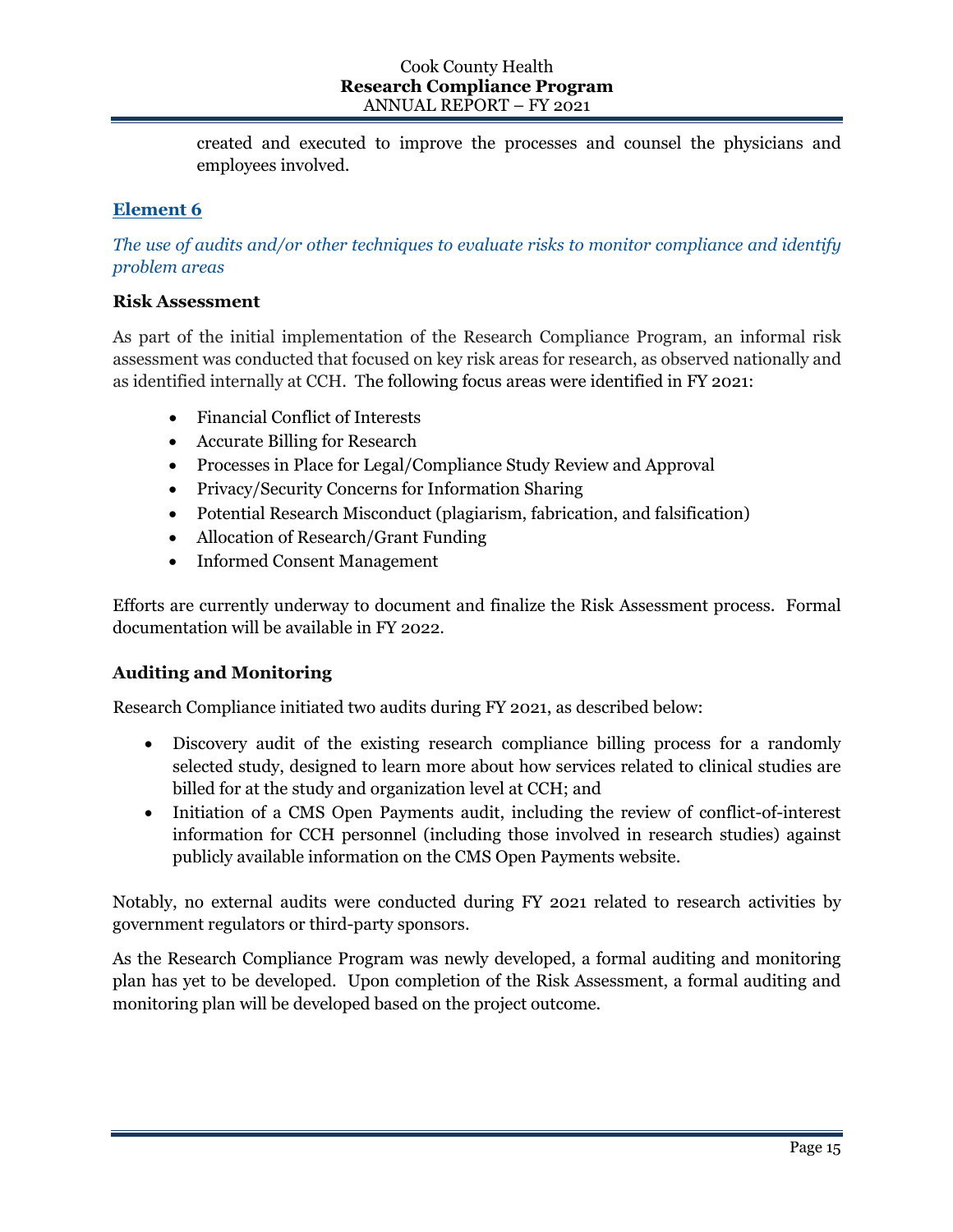created and executed to improve the processes and counsel the physicians and employees involved.

## Element 6

*The use of audits and/or other techniques to evaluate risks to monitor compliance and identify problem areas*

### Risk Assessment

As part of the initial implementation of the Research Compliance Program, an informal risk assessment was conducted that focused on key risk areas for research, as observed nationally and as identified internally at CCH. The following focus areas were identified in FY 2021:

- Financial Conflict of Interests
- Accurate Billing for Research
- Processes in Place for Legal/Compliance Study Review and Approval
- Privacy/Security Concerns for Information Sharing
- Potential Research Misconduct (plagiarism, fabrication, and falsification)
- Allocation of Research/Grant Funding
- Informed Consent Management

Efforts are currently underway to document and finalize the Risk Assessment process. Formal documentation will be available in FY 2022.

### Auditing and Monitoring

Research Compliance initiated two audits during FY 2021, as described below:

- Discovery audit of the existing research compliance billing process for a randomly selected study, designed to learn more about how services related to clinical studies are billed for at the study and organization level at CCH; and
- Initiation of a CMS Open Payments audit, including the review of conflict-of-interest information for CCH personnel (including those involved in research studies) against publicly available information on the CMS Open Payments website.

Notably, no external audits were conducted during FY 2021 related to research activities by government regulators or third-party sponsors.

As the Research Compliance Program was newly developed, a formal auditing and monitoring plan has yet to be developed. Upon completion of the Risk Assessment, a formal auditing and monitoring plan will be developed based on the project outcome.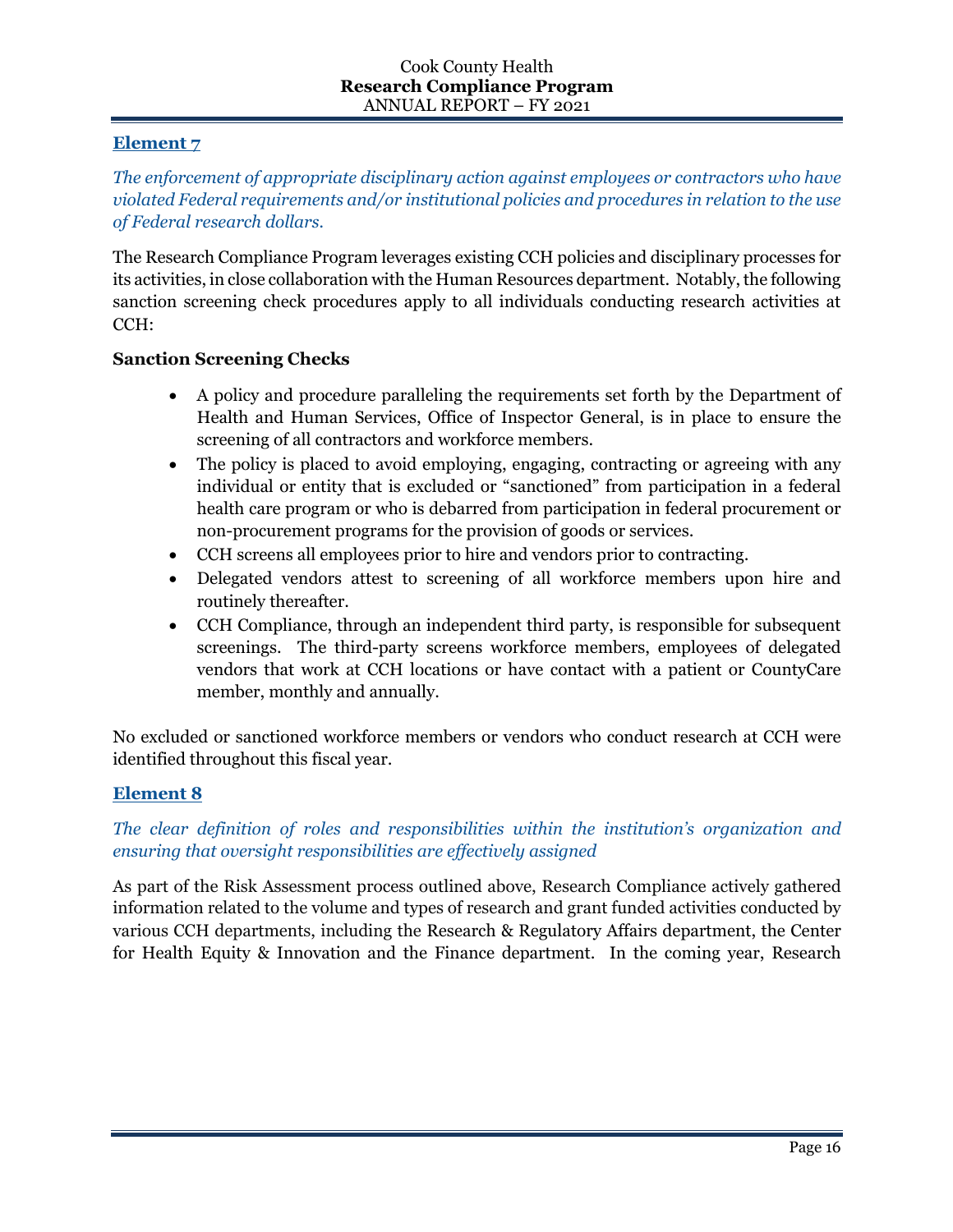## Element 7

*The enforcement of appropriate disciplinary action against employees or contractors who have violated Federal requirements and/or institutional policies and procedures in relation to the use of Federal research dollars.*

The Research Compliance Program leverages existing CCH policies and disciplinary processes for its activities, in close collaboration with the Human Resources department. Notably, the following sanction screening check procedures apply to all individuals conducting research activities at CCH:

**Sanction Screening Checks**

- A policy and procedure paralleling the requirements set forth by the Department of Health and Human Services, Office of Inspector General, is in place to ensure the screening of all contractors and workforce members.
- The policy is placed to avoid employing, engaging, contracting or agreeing with any individual or entity that is excluded or "sanctioned" from participation in a federal health care program or who is debarred from participation in federal procurement or non-procurement programs for the provision of goods or services.
- CCH screens all employees prior to hire and vendors prior to contracting.
- Delegated vendors attest to screening of all workforce members upon hire and routinely thereafter.
- CCH Compliance, through an independent third party, is responsible for subsequent screenings. The third-party screens workforce members, employees of delegated vendors that work at CCH locations or have contact with a patient or CountyCare member, monthly and annually.

No excluded or sanctioned workforce members or vendors who conduct research at CCH were identified throughout this fiscal year.

## Element 8

*The clear definition of roles and responsibilities within the institution's organization and ensuring that oversight responsibilities are effectively assigned*

As part of the Risk Assessment process outlined above, Research Compliance actively gathered information related to the volume and types of research and grant funded activities conducted by various CCH departments, including the Research & Regulatory Affairs department, the Center for Health Equity & Innovation and the Finance department. In the coming year, Research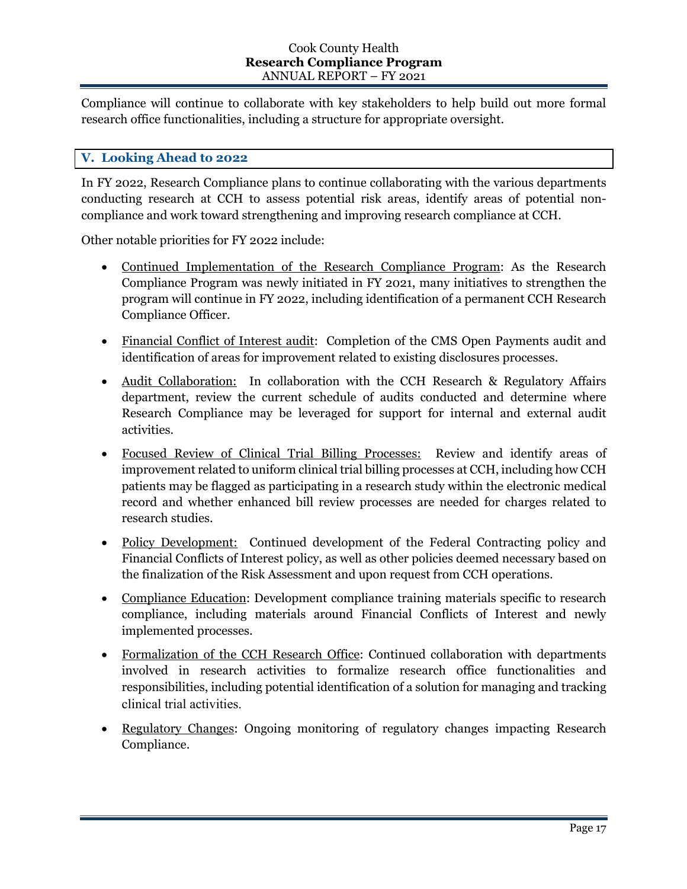Compliance will continue to collaborate with key stakeholders to help build out more formal research office functionalities, including a structure for appropriate oversight.

## V. Looking Ahead to 2022

In FY 2022, Research Compliance plans to continue collaborating with the various departments conducting research at CCH to assess potential risk areas, identify areas of potential non-compliance and work toward strengthening and improving research compliance at CCH.

Other notable priorities for FY 2022 include:

- Continued Implementation of the Research Compliance Program: As the Research Compliance Program was newly initiated in FY 2021, many initiatives to strengthen the program will continue in FY 2022, including identification of a permanent CCH Research Compliance Officer.

- Financial Conflict of Interest audit: Completion of the CMS Open Payments audit and identification of areas for improvement related to existing disclosures processes.

- Audit Collaboration: In collaboration with the CCH Research & Regulatory Affairs department, review the current schedule of audits conducted and determine where Research Compliance may be leveraged for support for internal and external audit activities.

- Focused Review of Clinical Trial Billing Processes: Review and identify areas of improvement related to uniform clinical trial billing processes at CCH, including how CCH patients may be flagged as participating in a research study within the electronic medical record and whether enhanced bill review processes are needed for charges related to research studies.

- Policy Development: Continued development of the Federal Contracting policy and Financial Conflicts of Interest policy, as well as other policies deemed necessary based on the finalization of the Risk Assessment and upon request from CCH operations.

- Compliance Education: Development compliance training materials specific to research compliance, including materials around Financial Conflicts of Interest and newly implemented processes.

- Formalization of the CCH Research Office: Continued collaboration with departments involved in research activities to formalize research office functionalities and responsibilities, including potential identification of a solution for managing and tracking clinical trial activities.

- Regulatory Changes: Ongoing monitoring of regulatory changes impacting Research Compliance.